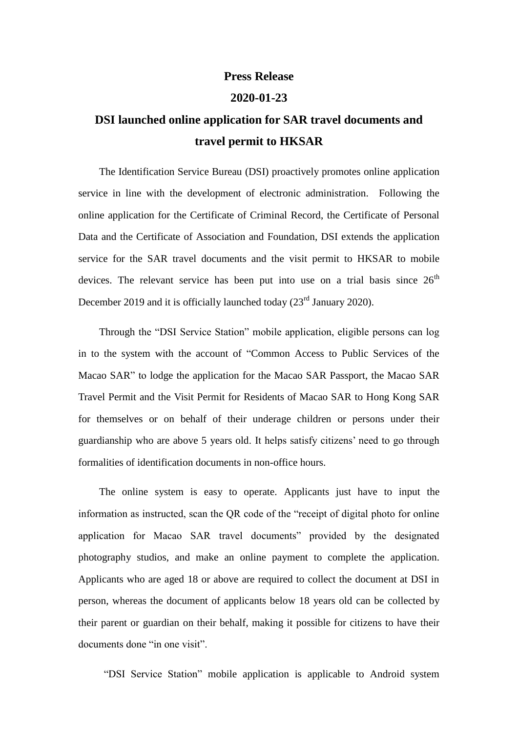**Press Release**

**2020-01-23**

# DSI launched online application for SAR travel documents and travel permit to HKSAR

The Identification Service Bureau (DSI) proactively promotes online application service in line with the development of electronic administration. Following the online application for the Certificate of Criminal Record, the Certificate of Personal Data and the Certificate of Association and Foundation, DSI extends the application service for the SAR travel documents and the visit permit to HKSAR to mobile devices. The relevant service has been put into use on a trial basis since 26th December 2019 and it is officially launched today (23rd January 2020).

Through the "DSI Service Station" mobile application, eligible persons can log in to the system with the account of "Common Access to Public Services of the Macao SAR" to lodge the application for the Macao SAR Passport, the Macao SAR Travel Permit and the Visit Permit for Residents of Macao SAR to Hong Kong SAR for themselves or on behalf of their underage children or persons under their guardianship who are above 5 years old. It helps satisfy citizens' need to go through formalities of identification documents in non-office hours.

The online system is easy to operate. Applicants just have to input the information as instructed, scan the QR code of the "receipt of digital photo for online application for Macao SAR travel documents" provided by the designated photography studios, and make an online payment to complete the application. Applicants who are aged 18 or above are required to collect the document at DSI in person, whereas the document of applicants below 18 years old can be collected by their parent or guardian on their behalf, making it possible for citizens to have their documents done "in one visit".

"DSI Service Station" mobile application is applicable to Android system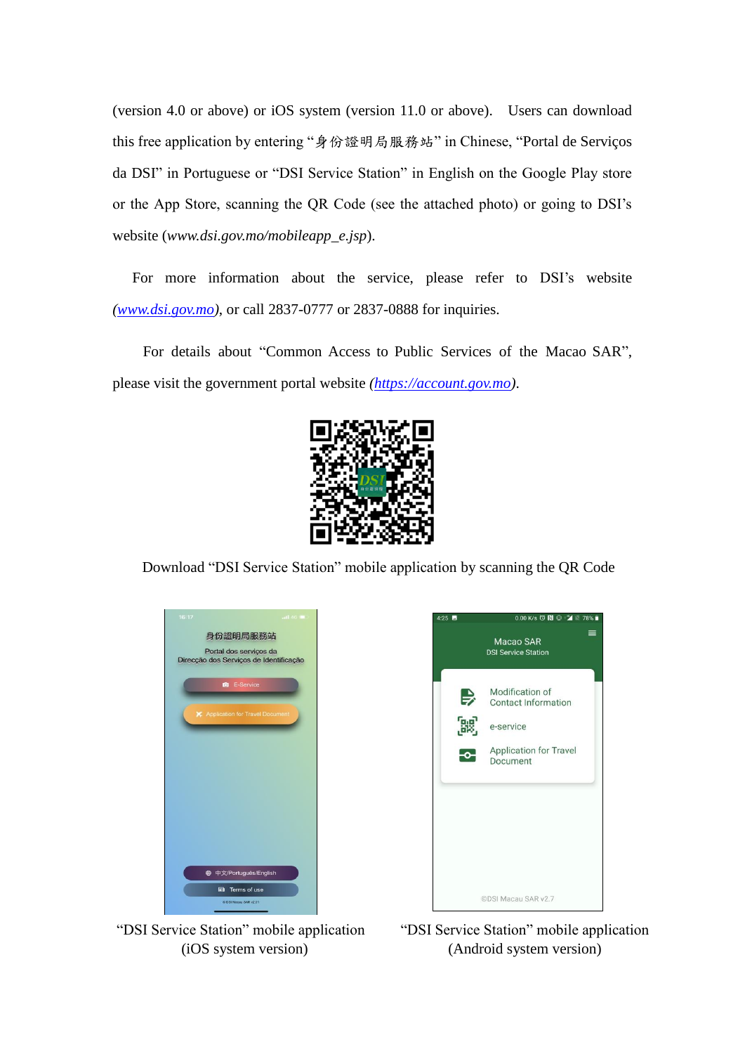(version 4.0 or above) or iOS system (version 11.0 or above). Users can download this free application by entering "身份證明局服務站" in Chinese, "Portal de Serviços da DSI" in Portuguese or "DSI Service Station" in English on the Google Play store or the App Store, scanning the QR Code (see the attached photo) or going to DSI's website (*www.dsi.gov.mo/mobileapp_e.jsp*).

For more information about the service, please refer to DSI's website (*www.dsi.gov.mo*), or call 2837-0777 or 2837-0888 for inquiries.

For details about "Common Access to Public Services of the Macao SAR", please visit the government portal website (*https://account.gov.mo*).

Download "DSI Service Station" mobile application by scanning the QR Code

"DSI Service Station" mobile application (iOS system version)

"DSI Service Station" mobile application (Android system version)